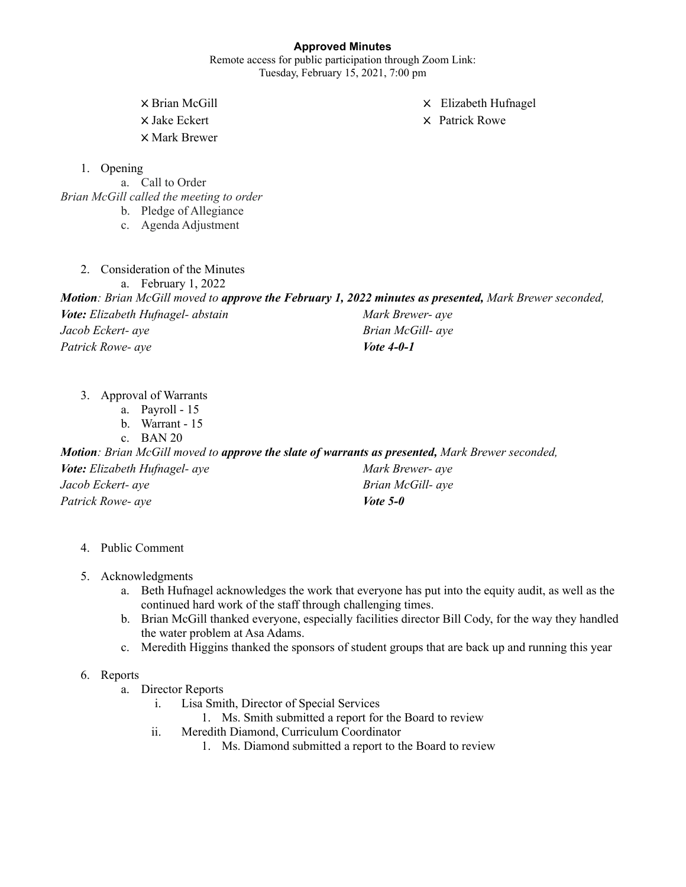**Approved Minutes**

Remote access for public participation through Zoom Link:
Tuesday, February 15, 2021, 7:00 pm

- ✕ Brian McGill
- ✕ Jake Eckert
- ✕ Mark Brewer
- ✕ Elizabeth Hufnagel
- ✕ Patrick Rowe

1. Opening
   a. Call to Order

*Brian McGill called the meeting to order*

   b. Pledge of Allegiance
   c. Agenda Adjustment

2. Consideration of the Minutes
   a. February 1, 2022

***Motion****: Brian McGill moved to* ***approve the February 1, 2022 minutes as presented,*** *Mark Brewer seconded,*

| | |
|---|---|
| ***Vote:*** *Elizabeth Hufnagel- abstain* | *Mark Brewer- aye* |
| *Jacob Eckert- aye* | *Brian McGill- aye* |
| *Patrick Rowe- aye* | ***Vote 4-0-1*** |

3. Approval of Warrants
   a. Payroll - 15
   b. Warrant - 15
   c. BAN 20

***Motion****: Brian McGill moved to* ***approve the slate of warrants as presented,*** *Mark Brewer seconded,*

| | |
|---|---|
| ***Vote:*** *Elizabeth Hufnagel- aye* | *Mark Brewer- aye* |
| *Jacob Eckert- aye* | *Brian McGill- aye* |
| *Patrick Rowe- aye* | ***Vote 5-0*** |

4. Public Comment

5. Acknowledgments
   a. Beth Hufnagel acknowledges the work that everyone has put into the equity audit, as well as the continued hard work of the staff through challenging times.
   b. Brian McGill thanked everyone, especially facilities director Bill Cody, for the way they handled the water problem at Asa Adams.
   c. Meredith Higgins thanked the sponsors of student groups that are back up and running this year

6. Reports
   a. Director Reports
      i. Lisa Smith, Director of Special Services
         1. Ms. Smith submitted a report for the Board to review
      ii. Meredith Diamond, Curriculum Coordinator
         1. Ms. Diamond submitted a report to the Board to review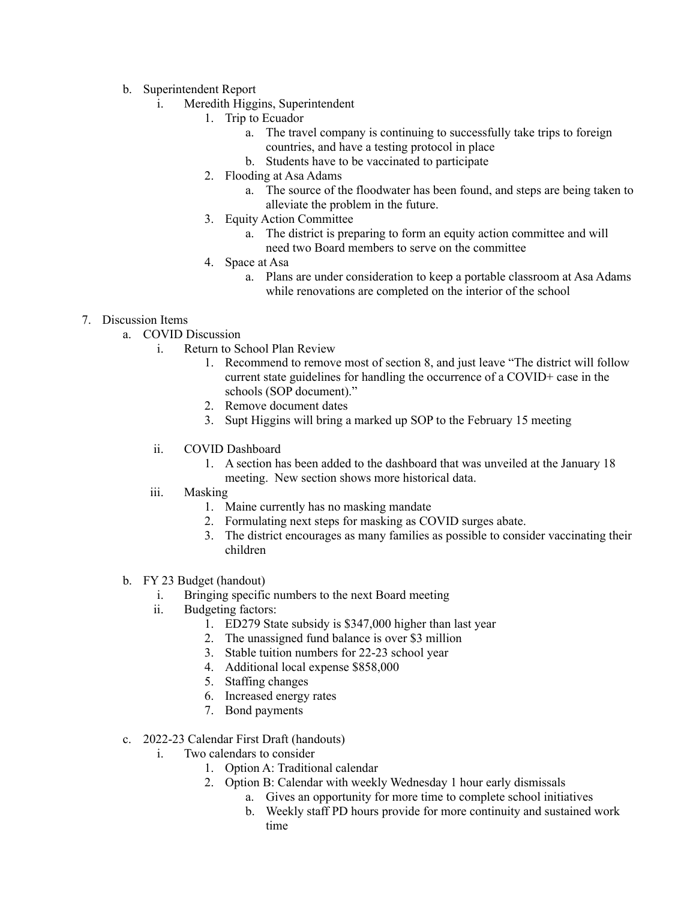b. Superintendent Report
    i. Meredith Higgins, Superintendent
        1. Trip to Ecuador
            a. The travel company is continuing to successfully take trips to foreign countries, and have a testing protocol in place
            b. Students have to be vaccinated to participate
        2. Flooding at Asa Adams
            a. The source of the floodwater has been found, and steps are being taken to alleviate the problem in the future.
        3. Equity Action Committee
            a. The district is preparing to form an equity action committee and will need two Board members to serve on the committee
        4. Space at Asa
            a. Plans are under consideration to keep a portable classroom at Asa Adams while renovations are completed on the interior of the school

7. Discussion Items
    a. COVID Discussion
        i. Return to School Plan Review
            1. Recommend to remove most of section 8, and just leave "The district will follow current state guidelines for handling the occurrence of a COVID+ case in the schools (SOP document)."
            2. Remove document dates
            3. Supt Higgins will bring a marked up SOP to the February 15 meeting
        ii. COVID Dashboard
            1. A section has been added to the dashboard that was unveiled at the January 18 meeting. New section shows more historical data.
        iii. Masking
            1. Maine currently has no masking mandate
            2. Formulating next steps for masking as COVID surges abate.
            3. The district encourages as many families as possible to consider vaccinating their children
    b. FY 23 Budget (handout)
        i. Bringing specific numbers to the next Board meeting
        ii. Budgeting factors:
            1. ED279 State subsidy is $347,000 higher than last year
            2. The unassigned fund balance is over $3 million
            3. Stable tuition numbers for 22-23 school year
            4. Additional local expense $858,000
            5. Staffing changes
            6. Increased energy rates
            7. Bond payments
    c. 2022-23 Calendar First Draft (handouts)
        i. Two calendars to consider
            1. Option A: Traditional calendar
            2. Option B: Calendar with weekly Wednesday 1 hour early dismissals
                a. Gives an opportunity for more time to complete school initiatives
                b. Weekly staff PD hours provide for more continuity and sustained work time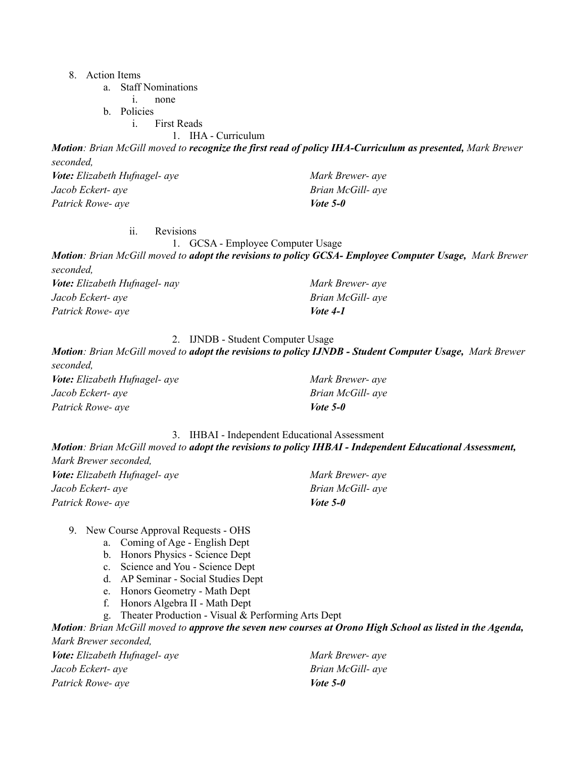8. Action Items
    a. Staff Nominations
        i. none
    b. Policies
        i. First Reads
            1. IHA - Curriculum

***Motion**: Brian McGill moved to **recognize the first read of policy IHA-Curriculum as presented,** Mark Brewer seconded,*

***Vote:** Elizabeth Hufnagel- aye* — *Mark Brewer- aye*
*Jacob Eckert- aye* — *Brian McGill- aye*
*Patrick Rowe- aye* — ***Vote 5-0***

        ii. Revisions
            1. GCSA - Employee Computer Usage

***Motion**: Brian McGill moved to **adopt the revisions to policy GCSA- Employee Computer Usage,** Mark Brewer seconded,*

***Vote:** Elizabeth Hufnagel- nay* — *Mark Brewer- aye*
*Jacob Eckert- aye* — *Brian McGill- aye*
*Patrick Rowe- aye* — ***Vote 4-1***

            2. IJNDB - Student Computer Usage

***Motion**: Brian McGill moved to **adopt the revisions to policy IJNDB - Student Computer Usage,** Mark Brewer seconded,*

***Vote:** Elizabeth Hufnagel- aye* — *Mark Brewer- aye*
*Jacob Eckert- aye* — *Brian McGill- aye*
*Patrick Rowe- aye* — ***Vote 5-0***

            3. IHBAI - Independent Educational Assessment

***Motion**: Brian McGill moved to **adopt the revisions to policy IHBAI - Independent Educational Assessment,** Mark Brewer seconded,*

***Vote:** Elizabeth Hufnagel- aye* — *Mark Brewer- aye*
*Jacob Eckert- aye* — *Brian McGill- aye*
*Patrick Rowe- aye* — ***Vote 5-0***

9. New Course Approval Requests - OHS
    a. Coming of Age - English Dept
    b. Honors Physics - Science Dept
    c. Science and You - Science Dept
    d. AP Seminar - Social Studies Dept
    e. Honors Geometry - Math Dept
    f. Honors Algebra II - Math Dept
    g. Theater Production - Visual & Performing Arts Dept

***Motion**: Brian McGill moved to **approve the seven new courses at Orono High School as listed in the Agenda,** Mark Brewer seconded,*

***Vote:** Elizabeth Hufnagel- aye* — *Mark Brewer- aye*
*Jacob Eckert- aye* — *Brian McGill- aye*
*Patrick Rowe- aye* — ***Vote 5-0***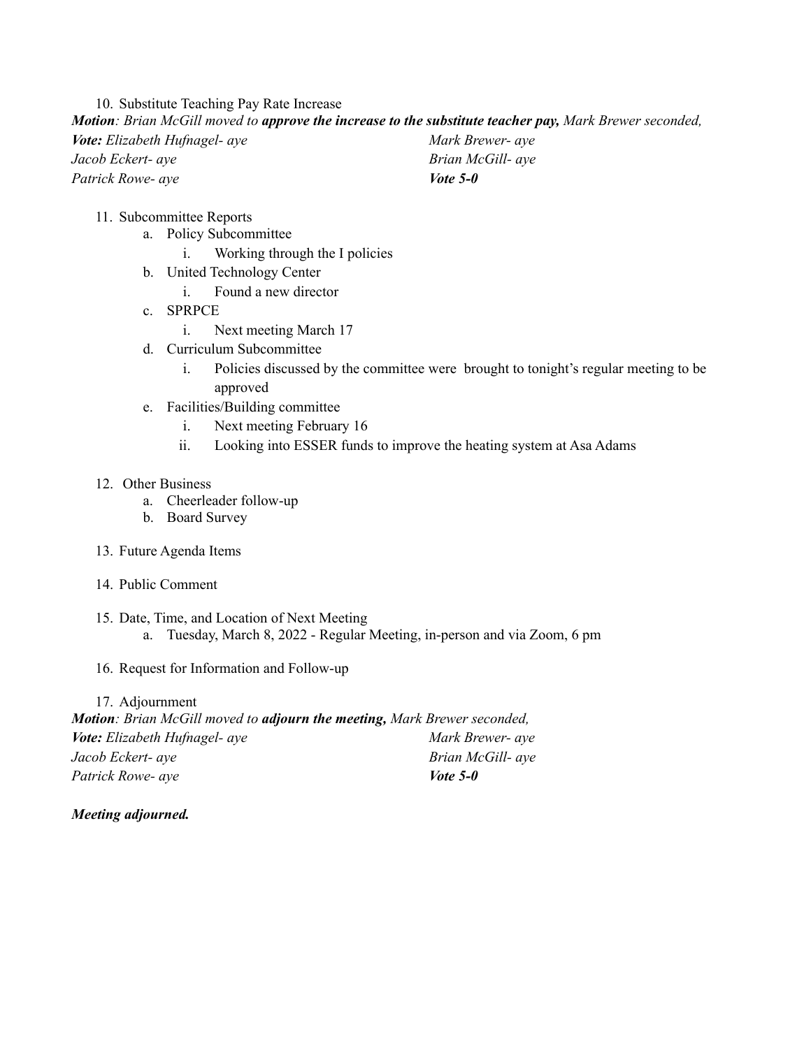10. Substitute Teaching Pay Rate Increase

***Motion****: Brian McGill moved to* ***approve the increase to the substitute teacher pay,*** *Mark Brewer seconded,*

| | |
|---|---|
| ***Vote:*** *Elizabeth Hufnagel- aye* | *Mark Brewer- aye* |
| *Jacob Eckert- aye* | *Brian McGill- aye* |
| *Patrick Rowe- aye* | ***Vote 5-0*** |

11. Subcommittee Reports
    a. Policy Subcommittee
        i. Working through the I policies
    b. United Technology Center
        i. Found a new director
    c. SPRPCE
        i. Next meeting March 17
    d. Curriculum Subcommittee
        i. Policies discussed by the committee were brought to tonight's regular meeting to be approved
    e. Facilities/Building committee
        i. Next meeting February 16
        ii. Looking into ESSER funds to improve the heating system at Asa Adams

12. Other Business
    a. Cheerleader follow-up
    b. Board Survey

13. Future Agenda Items

14. Public Comment

15. Date, Time, and Location of Next Meeting
    a. Tuesday, March 8, 2022 - Regular Meeting, in-person and via Zoom, 6 pm

16. Request for Information and Follow-up

17. Adjournment

***Motion****: Brian McGill moved to* ***adjourn the meeting,*** *Mark Brewer seconded,*

| | |
|---|---|
| ***Vote:*** *Elizabeth Hufnagel- aye* | *Mark Brewer- aye* |
| *Jacob Eckert- aye* | *Brian McGill- aye* |
| *Patrick Rowe- aye* | ***Vote 5-0*** |

***Meeting adjourned.***